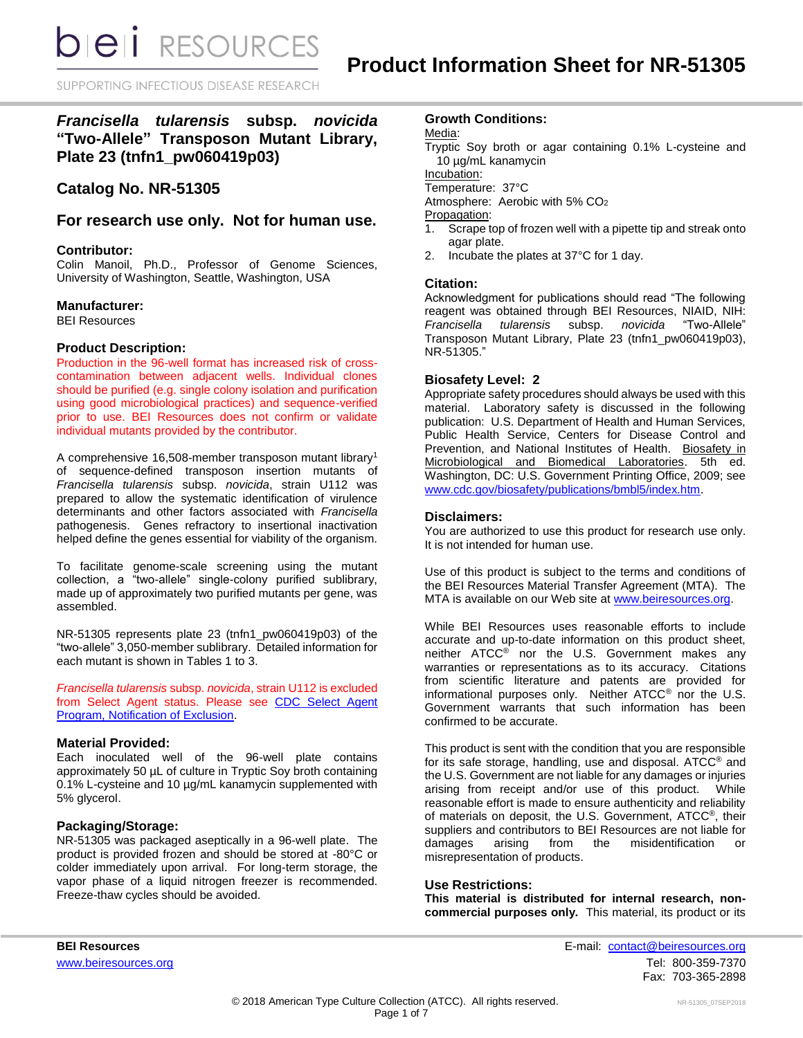# Product Information Sheet for NR-51305

## *Francisella tularensis* subsp. *novicida* "Two-Allele" Transposon Mutant Library, Plate 23 (tnfn1_pw060419p03)

## Catalog No. NR-51305

## For research use only. Not for human use.

### Contributor:

Colin Manoil, Ph.D., Professor of Genome Sciences, University of Washington, Seattle, Washington, USA

### Manufacturer:

BEI Resources

### Product Description:

Production in the 96-well format has increased risk of cross-contamination between adjacent wells. Individual clones should be purified (e.g. single colony isolation and purification using good microbiological practices) and sequence-verified prior to use. BEI Resources does not confirm or validate individual mutants provided by the contributor.

A comprehensive 16,508-member transposon mutant library[1] of sequence-defined transposon insertion mutants of *Francisella tularensis* subsp. *novicida*, strain U112 was prepared to allow the systematic identification of virulence determinants and other factors associated with *Francisella* pathogenesis. Genes refractory to insertional inactivation helped define the genes essential for viability of the organism.

To facilitate genome-scale screening using the mutant collection, a "two-allele" single-colony purified sublibrary, made up of approximately two purified mutants per gene, was assembled.

NR-51305 represents plate 23 (tnfn1_pw060419p03) of the "two-allele" 3,050-member sublibrary. Detailed information for each mutant is shown in Tables 1 to 3.

*Francisella tularensis* subsp. *novicida*, strain U112 is excluded from Select Agent status. Please see CDC Select Agent Program, Notification of Exclusion.

### Material Provided:

Each inoculated well of the 96-well plate contains approximately 50 µL of culture in Tryptic Soy broth containing 0.1% L-cysteine and 10 µg/mL kanamycin supplemented with 5% glycerol.

### Packaging/Storage:

NR-51305 was packaged aseptically in a 96-well plate. The product is provided frozen and should be stored at -80°C or colder immediately upon arrival. For long-term storage, the vapor phase of a liquid nitrogen freezer is recommended. Freeze-thaw cycles should be avoided.

### Growth Conditions:

Media:
Tryptic Soy broth or agar containing 0.1% L-cysteine and 10 µg/mL kanamycin

Incubation:
Temperature: 37°C
Atmosphere: Aerobic with 5% $CO_2$

Propagation:

1. Scrape top of frozen well with a pipette tip and streak onto agar plate.
2. Incubate the plates at 37°C for 1 day.

### Citation:

Acknowledgment for publications should read "The following reagent was obtained through BEI Resources, NIAID, NIH: *Francisella tularensis* subsp. *novicida* "Two-Allele" Transposon Mutant Library, Plate 23 (tnfn1_pw060419p03), NR-51305."

### Biosafety Level: 2

Appropriate safety procedures should always be used with this material. Laboratory safety is discussed in the following publication: U.S. Department of Health and Human Services, Public Health Service, Centers for Disease Control and Prevention, and National Institutes of Health. Biosafety in Microbiological and Biomedical Laboratories. 5th ed. Washington, DC: U.S. Government Printing Office, 2009; see www.cdc.gov/biosafety/publications/bmbl5/index.htm.

### Disclaimers:

You are authorized to use this product for research use only. It is not intended for human use.

Use of this product is subject to the terms and conditions of the BEI Resources Material Transfer Agreement (MTA). The MTA is available on our Web site at www.beiresources.org.

While BEI Resources uses reasonable efforts to include accurate and up-to-date information on this product sheet, neither ATCC® nor the U.S. Government makes any warranties or representations as to its accuracy. Citations from scientific literature and patents are provided for informational purposes only. Neither ATCC® nor the U.S. Government warrants that such information has been confirmed to be accurate.

This product is sent with the condition that you are responsible for its safe storage, handling, use and disposal. ATCC® and the U.S. Government are not liable for any damages or injuries arising from receipt and/or use of this product. While reasonable effort is made to ensure authenticity and reliability of materials on deposit, the U.S. Government, ATCC®, their suppliers and contributors to BEI Resources are not liable for damages arising from the misidentification or misrepresentation of products.

### Use Restrictions:

**This material is distributed for internal research, non-commercial purposes only.** This material, its product or its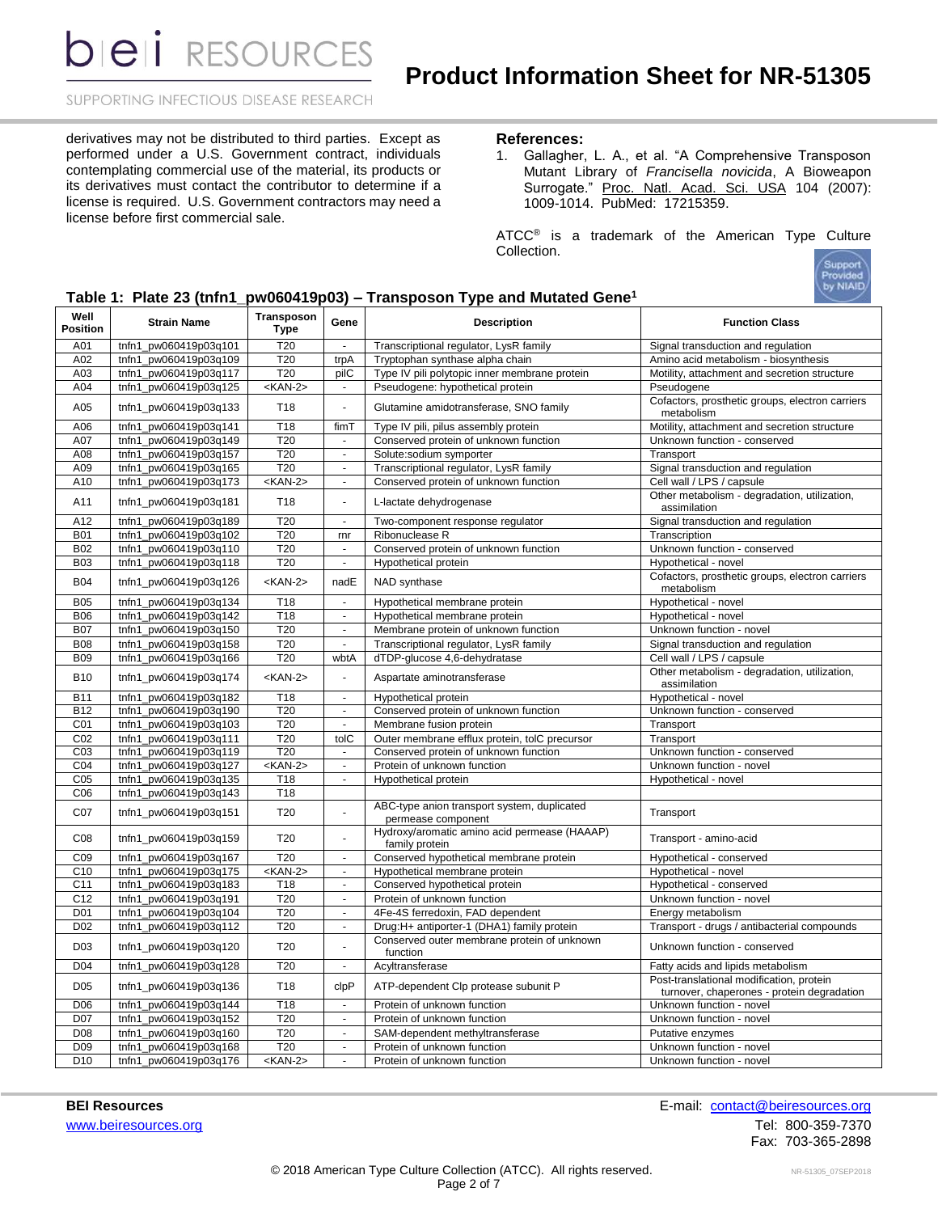derivatives may not be distributed to third parties. Except as performed under a U.S. Government contract, individuals contemplating commercial use of the material, its products or its derivatives must contact the contributor to determine if a license is required. U.S. Government contractors may need a license before first commercial sale.

**References:**

1. Gallagher, L. A., et al. "A Comprehensive Transposon Mutant Library of *Francisella novicida*, A Bioweapon Surrogate." Proc. Natl. Acad. Sci. USA 104 (2007): 1009-1014. PubMed: 17215359.

ATCC® is a trademark of the American Type Culture Collection.

**Table 1: Plate 23 (tnfn1_pw060419p03) – Transposon Type and Mutated Gene[1]**

| Well Position | Strain Name | Transposon Type | Gene | Description | Function Class |
|---|---|---|---|---|---|
| A01 | tnfn1_pw060419p03q101 | T20 | - | Transcriptional regulator, LysR family | Signal transduction and regulation |
| A02 | tnfn1_pw060419p03q109 | T20 | trpA | Tryptophan synthase alpha chain | Amino acid metabolism - biosynthesis |
| A03 | tnfn1_pw060419p03q117 | T20 | pilC | Type IV pili polytopic inner membrane protein | Motility, attachment and secretion structure |
| A04 | tnfn1_pw060419p03q125 | <KAN-2> | - | Pseudogene: hypothetical protein | Pseudogene |
| A05 | tnfn1_pw060419p03q133 | T18 | - | Glutamine amidotransferase, SNO family | Cofactors, prosthetic groups, electron carriers metabolism |
| A06 | tnfn1_pw060419p03q141 | T18 | fimT | Type IV pili, pilus assembly protein | Motility, attachment and secretion structure |
| A07 | tnfn1_pw060419p03q149 | T20 | - | Conserved protein of unknown function | Unknown function - conserved |
| A08 | tnfn1_pw060419p03q157 | T20 | - | Solute:sodium symporter | Transport |
| A09 | tnfn1_pw060419p03q165 | T20 | - | Transcriptional regulator, LysR family | Signal transduction and regulation |
| A10 | tnfn1_pw060419p03q173 | <KAN-2> | - | Conserved protein of unknown function | Cell wall / LPS / capsule |
| A11 | tnfn1_pw060419p03q181 | T18 | - | L-lactate dehydrogenase | Other metabolism - degradation, utilization, assimilation |
| A12 | tnfn1_pw060419p03q189 | T20 | - | Two-component response regulator | Signal transduction and regulation |
| B01 | tnfn1_pw060419p03q102 | T20 | rnr | Ribonuclease R | Transcription |
| B02 | tnfn1_pw060419p03q110 | T20 | - | Conserved protein of unknown function | Unknown function - conserved |
| B03 | tnfn1_pw060419p03q118 | T20 | - | Hypothetical protein | Hypothetical - novel |
| B04 | tnfn1_pw060419p03q126 | <KAN-2> | nadE | NAD synthase | Cofactors, prosthetic groups, electron carriers metabolism |
| B05 | tnfn1_pw060419p03q134 | T18 | - | Hypothetical membrane protein | Hypothetical - novel |
| B06 | tnfn1_pw060419p03q142 | T18 | - | Hypothetical membrane protein | Hypothetical - novel |
| B07 | tnfn1_pw060419p03q150 | T20 | - | Membrane protein of unknown function | Unknown function - novel |
| B08 | tnfn1_pw060419p03q158 | T20 | - | Transcriptional regulator, LysR family | Signal transduction and regulation |
| B09 | tnfn1_pw060419p03q166 | T20 | wbtA | dTDP-glucose 4,6-dehydratase | Cell wall / LPS / capsule |
| B10 | tnfn1_pw060419p03q174 | <KAN-2> | - | Aspartate aminotransferase | Other metabolism - degradation, utilization, assimilation |
| B11 | tnfn1_pw060419p03q182 | T18 | - | Hypothetical protein | Hypothetical - novel |
| B12 | tnfn1_pw060419p03q190 | T20 | - | Conserved protein of unknown function | Unknown function - conserved |
| C01 | tnfn1_pw060419p03q103 | T20 | - | Membrane fusion protein | Transport |
| C02 | tnfn1_pw060419p03q111 | T20 | tolC | Outer membrane efflux protein, tolC precursor | Transport |
| C03 | tnfn1_pw060419p03q119 | T20 | - | Conserved protein of unknown function | Unknown function - conserved |
| C04 | tnfn1_pw060419p03q127 | <KAN-2> | - | Protein of unknown function | Unknown function - novel |
| C05 | tnfn1_pw060419p03q135 | T18 | - | Hypothetical protein | Hypothetical - novel |
| C06 | tnfn1_pw060419p03q143 | T18 | | | |
| C07 | tnfn1_pw060419p03q151 | T20 | - | ABC-type anion transport system, duplicated permease component | Transport |
| C08 | tnfn1_pw060419p03q159 | T20 | - | Hydroxy/aromatic amino acid permease (HAAAP) family protein | Transport - amino-acid |
| C09 | tnfn1_pw060419p03q167 | T20 | - | Conserved hypothetical membrane protein | Hypothetical - conserved |
| C10 | tnfn1_pw060419p03q175 | <KAN-2> | - | Hypothetical membrane protein | Hypothetical - novel |
| C11 | tnfn1_pw060419p03q183 | T18 | - | Conserved hypothetical protein | Hypothetical - conserved |
| C12 | tnfn1_pw060419p03q191 | T20 | - | Protein of unknown function | Unknown function - novel |
| D01 | tnfn1_pw060419p03q104 | T20 | - | 4Fe-4S ferredoxin, FAD dependent | Energy metabolism |
| D02 | tnfn1_pw060419p03q112 | T20 | - | Drug:H+ antiporter-1 (DHA1) family protein | Transport - drugs / antibacterial compounds |
| D03 | tnfn1_pw060419p03q120 | T20 | - | Conserved outer membrane protein of unknown function | Unknown function - conserved |
| D04 | tnfn1_pw060419p03q128 | T20 | - | Acyltransferase | Fatty acids and lipids metabolism |
| D05 | tnfn1_pw060419p03q136 | T18 | clpP | ATP-dependent Clp protease subunit P | Post-translational modification, protein turnover, chaperones - protein degradation |
| D06 | tnfn1_pw060419p03q144 | T18 | - | Protein of unknown function | Unknown function - novel |
| D07 | tnfn1_pw060419p03q152 | T20 | - | Protein of unknown function | Unknown function - novel |
| D08 | tnfn1_pw060419p03q160 | T20 | - | SAM-dependent methyltransferase | Putative enzymes |
| D09 | tnfn1_pw060419p03q168 | T20 | - | Protein of unknown function | Unknown function - novel |
| D10 | tnfn1_pw060419p03q176 | <KAN-2> | - | Protein of unknown function | Unknown function - novel |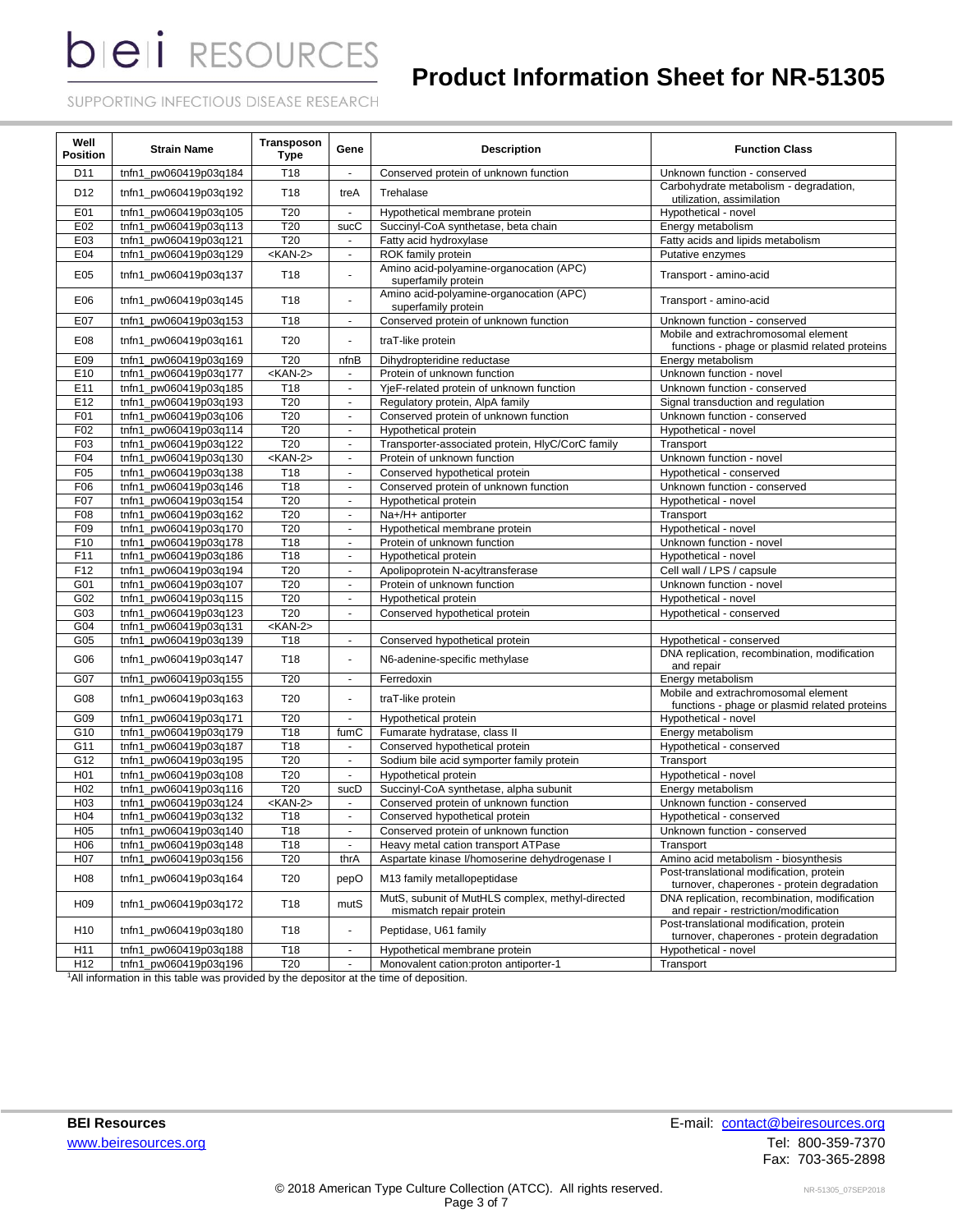| Well Position | Strain Name | Transposon Type | Gene | Description | Function Class |
|---|---|---|---|---|---|
| D11 | tnfn1_pw060419p03q184 | T18 | - | Conserved protein of unknown function | Unknown function - conserved |
| D12 | tnfn1_pw060419p03q192 | T18 | treA | Trehalase | Carbohydrate metabolism - degradation, utilization, assimilation |
| E01 | tnfn1_pw060419p03q105 | T20 | - | Hypothetical membrane protein | Hypothetical - novel |
| E02 | tnfn1_pw060419p03q113 | T20 | sucC | Succinyl-CoA synthetase, beta chain | Energy metabolism |
| E03 | tnfn1_pw060419p03q121 | T20 | - | Fatty acid hydroxylase | Fatty acids and lipids metabolism |
| E04 | tnfn1_pw060419p03q129 | <KAN-2> | - | ROK family protein | Putative enzymes |
| E05 | tnfn1_pw060419p03q137 | T18 | - | Amino acid-polyamine-organocation (APC) superfamily protein | Transport - amino-acid |
| E06 | tnfn1_pw060419p03q145 | T18 | - | Amino acid-polyamine-organocation (APC) superfamily protein | Transport - amino-acid |
| E07 | tnfn1_pw060419p03q153 | T18 | - | Conserved protein of unknown function | Unknown function - conserved |
| E08 | tnfn1_pw060419p03q161 | T20 | - | traT-like protein | Mobile and extrachromosomal element functions - phage or plasmid related proteins |
| E09 | tnfn1_pw060419p03q169 | T20 | nfnB | Dihydropteridine reductase | Energy metabolism |
| E10 | tnfn1_pw060419p03q177 | <KAN-2> | - | Protein of unknown function | Unknown function - novel |
| E11 | tnfn1_pw060419p03q185 | T18 | - | YjeF-related protein of unknown function | Unknown function - conserved |
| E12 | tnfn1_pw060419p03q193 | T20 | - | Regulatory protein, AlpA family | Signal transduction and regulation |
| F01 | tnfn1_pw060419p03q106 | T20 | - | Conserved protein of unknown function | Unknown function - conserved |
| F02 | tnfn1_pw060419p03q114 | T20 | - | Hypothetical protein | Hypothetical - novel |
| F03 | tnfn1_pw060419p03q122 | T20 | - | Transporter-associated protein, HlyC/CorC family | Transport |
| F04 | tnfn1_pw060419p03q130 | <KAN-2> | - | Protein of unknown function | Unknown function - novel |
| F05 | tnfn1_pw060419p03q138 | T18 | - | Conserved hypothetical protein | Hypothetical - conserved |
| F06 | tnfn1_pw060419p03q146 | T18 | - | Conserved protein of unknown function | Unknown function - conserved |
| F07 | tnfn1_pw060419p03q154 | T20 | - | Hypothetical protein | Hypothetical - novel |
| F08 | tnfn1_pw060419p03q162 | T20 | - | Na+/H+ antiporter | Transport |
| F09 | tnfn1_pw060419p03q170 | T20 | - | Hypothetical membrane protein | Hypothetical - novel |
| F10 | tnfn1_pw060419p03q178 | T18 | - | Protein of unknown function | Unknown function - novel |
| F11 | tnfn1_pw060419p03q186 | T18 | - | Hypothetical protein | Hypothetical - novel |
| F12 | tnfn1_pw060419p03q194 | T20 | - | Apolipoprotein N-acyltransferase | Cell wall / LPS / capsule |
| G01 | tnfn1_pw060419p03q107 | T20 | - | Protein of unknown function | Unknown function - novel |
| G02 | tnfn1_pw060419p03q115 | T20 | - | Hypothetical protein | Hypothetical - novel |
| G03 | tnfn1_pw060419p03q123 | T20 | - | Conserved hypothetical protein | Hypothetical - conserved |
| G04 | tnfn1_pw060419p03q131 | <KAN-2> | | | |
| G05 | tnfn1_pw060419p03q139 | T18 | - | Conserved hypothetical protein | Hypothetical - conserved |
| G06 | tnfn1_pw060419p03q147 | T18 | - | N6-adenine-specific methylase | DNA replication, recombination, modification and repair |
| G07 | tnfn1_pw060419p03q155 | T20 | - | Ferredoxin | Energy metabolism |
| G08 | tnfn1_pw060419p03q163 | T20 | - | traT-like protein | Mobile and extrachromosomal element functions - phage or plasmid related proteins |
| G09 | tnfn1_pw060419p03q171 | T20 | - | Hypothetical protein | Hypothetical - novel |
| G10 | tnfn1_pw060419p03q179 | T18 | fumC | Fumarate hydratase, class II | Energy metabolism |
| G11 | tnfn1_pw060419p03q187 | T18 | - | Conserved hypothetical protein | Hypothetical - conserved |
| G12 | tnfn1_pw060419p03q195 | T20 | - | Sodium bile acid symporter family protein | Transport |
| H01 | tnfn1_pw060419p03q108 | T20 | - | Hypothetical protein | Hypothetical - novel |
| H02 | tnfn1_pw060419p03q116 | T20 | sucD | Succinyl-CoA synthetase, alpha subunit | Energy metabolism |
| H03 | tnfn1_pw060419p03q124 | <KAN-2> | - | Conserved protein of unknown function | Unknown function - conserved |
| H04 | tnfn1_pw060419p03q132 | T18 | - | Conserved hypothetical protein | Hypothetical - conserved |
| H05 | tnfn1_pw060419p03q140 | T18 | - | Conserved protein of unknown function | Unknown function - conserved |
| H06 | tnfn1_pw060419p03q148 | T18 | - | Heavy metal cation transport ATPase | Transport |
| H07 | tnfn1_pw060419p03q156 | T20 | thrA | Aspartate kinase I/homoserine dehydrogenase I | Amino acid metabolism - biosynthesis |
| H08 | tnfn1_pw060419p03q164 | T20 | pepO | M13 family metallopeptidase | Post-translational modification, protein turnover, chaperones - protein degradation |
| H09 | tnfn1_pw060419p03q172 | T18 | mutS | MutS, subunit of MutHLS complex, methyl-directed mismatch repair protein | DNA replication, recombination, modification and repair - restriction/modification |
| H10 | tnfn1_pw060419p03q180 | T18 | - | Peptidase, U61 family | Post-translational modification, protein turnover, chaperones - protein degradation |
| H11 | tnfn1_pw060419p03q188 | T18 | - | Hypothetical membrane protein | Hypothetical - novel |
| H12 | tnfn1_pw060419p03q196 | T20 | - | Monovalent cation:proton antiporter-1 | Transport |

[1]All information in this table was provided by the depositor at the time of deposition.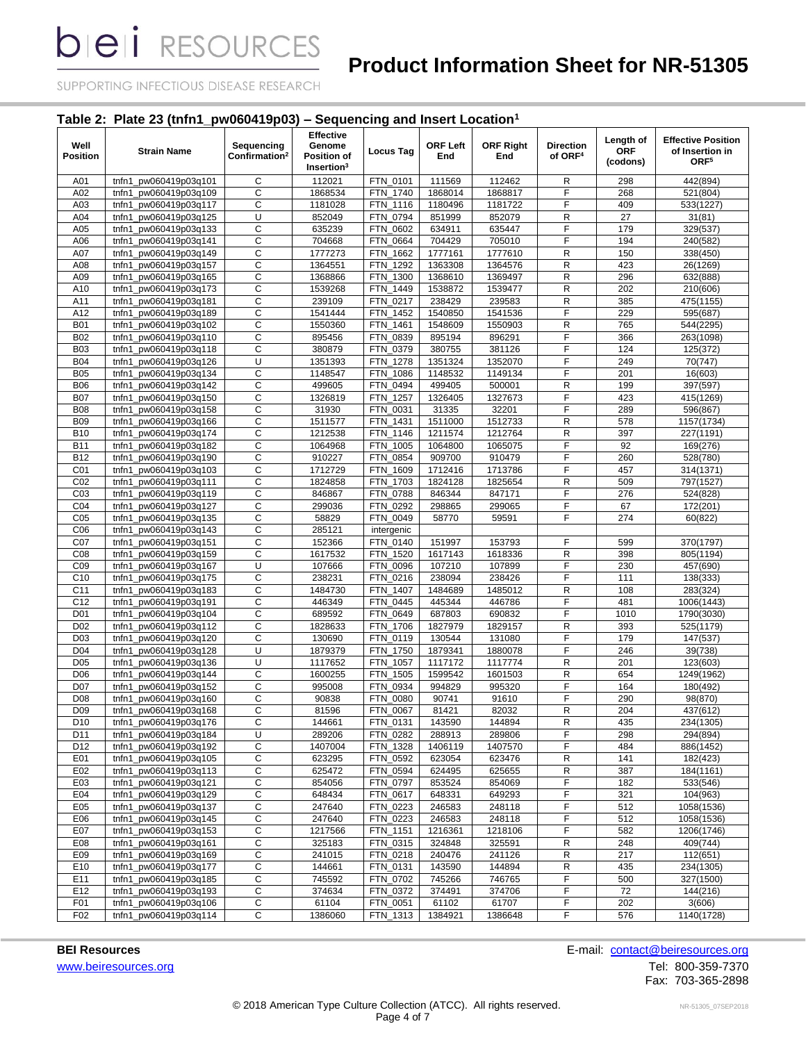## Table 2: Plate 23 (tnfn1_pw060419p03) – Sequencing and Insert Location[1]

| Well Position | Strain Name | Sequencing Confirmation[2] | Effective Genome Position of Insertion[3] | Locus Tag | ORF Left End | ORF Right End | Direction of ORF[4] | Length of ORF (codons) | Effective Position of Insertion in ORF[5] |
|---|---|---|---|---|---|---|---|---|---|
| A01 | tnfn1_pw060419p03q101 | C | 112021 | FTN_0101 | 111569 | 112462 | R | 298 | 442(894) |
| A02 | tnfn1_pw060419p03q109 | C | 1868534 | FTN_1740 | 1868014 | 1868817 | F | 268 | 521(804) |
| A03 | tnfn1_pw060419p03q117 | C | 1181028 | FTN_1116 | 1180496 | 1181722 | F | 409 | 533(1227) |
| A04 | tnfn1_pw060419p03q125 | U | 852049 | FTN_0794 | 851999 | 852079 | R | 27 | 31(81) |
| A05 | tnfn1_pw060419p03q133 | C | 635239 | FTN_0602 | 634911 | 635447 | F | 179 | 329(537) |
| A06 | tnfn1_pw060419p03q141 | C | 704668 | FTN_0664 | 704429 | 705010 | F | 194 | 240(582) |
| A07 | tnfn1_pw060419p03q149 | C | 1777273 | FTN_1662 | 1777161 | 1777610 | R | 150 | 338(450) |
| A08 | tnfn1_pw060419p03q157 | C | 1364551 | FTN_1292 | 1363308 | 1364576 | R | 423 | 26(1269) |
| A09 | tnfn1_pw060419p03q165 | C | 1368866 | FTN_1300 | 1368610 | 1369497 | R | 296 | 632(888) |
| A10 | tnfn1_pw060419p03q173 | C | 1539268 | FTN_1449 | 1538872 | 1539477 | R | 202 | 210(606) |
| A11 | tnfn1_pw060419p03q181 | C | 239109 | FTN_0217 | 238429 | 239583 | R | 385 | 475(1155) |
| A12 | tnfn1_pw060419p03q189 | C | 1541444 | FTN_1452 | 1540850 | 1541536 | F | 229 | 595(687) |
| B01 | tnfn1_pw060419p03q102 | C | 1550360 | FTN_1461 | 1548609 | 1550903 | R | 765 | 544(2295) |
| B02 | tnfn1_pw060419p03q110 | C | 895456 | FTN_0839 | 895194 | 896291 | F | 366 | 263(1098) |
| B03 | tnfn1_pw060419p03q118 | C | 380879 | FTN_0379 | 380755 | 381126 | F | 124 | 125(372) |
| B04 | tnfn1_pw060419p03q126 | U | 1351393 | FTN_1278 | 1351324 | 1352070 | F | 249 | 70(747) |
| B05 | tnfn1_pw060419p03q134 | C | 1148547 | FTN_1086 | 1148532 | 1149134 | F | 201 | 16(603) |
| B06 | tnfn1_pw060419p03q142 | C | 499605 | FTN_0494 | 499405 | 500001 | R | 199 | 397(597) |
| B07 | tnfn1_pw060419p03q150 | C | 1326819 | FTN_1257 | 1326405 | 1327673 | F | 423 | 415(1269) |
| B08 | tnfn1_pw060419p03q158 | C | 31930 | FTN_0031 | 31335 | 32201 | F | 289 | 596(867) |
| B09 | tnfn1_pw060419p03q166 | C | 1511577 | FTN_1431 | 1511000 | 1512733 | R | 578 | 1157(1734) |
| B10 | tnfn1_pw060419p03q174 | C | 1212538 | FTN_1146 | 1211574 | 1212764 | R | 397 | 227(1191) |
| B11 | tnfn1_pw060419p03q182 | C | 1064968 | FTN_1005 | 1064800 | 1065075 | F | 92 | 169(276) |
| B12 | tnfn1_pw060419p03q190 | C | 910227 | FTN_0854 | 909700 | 910479 | F | 260 | 528(780) |
| C01 | tnfn1_pw060419p03q103 | C | 1712729 | FTN_1609 | 1712416 | 1713786 | F | 457 | 314(1371) |
| C02 | tnfn1_pw060419p03q111 | C | 1824858 | FTN_1703 | 1824128 | 1825654 | R | 509 | 797(1527) |
| C03 | tnfn1_pw060419p03q119 | C | 846867 | FTN_0788 | 846344 | 847171 | F | 276 | 524(828) |
| C04 | tnfn1_pw060419p03q127 | C | 299036 | FTN_0292 | 298865 | 299065 | F | 67 | 172(201) |
| C05 | tnfn1_pw060419p03q135 | C | 58829 | FTN_0049 | 58770 | 59591 | F | 274 | 60(822) |
| C06 | tnfn1_pw060419p03q143 | C | 285121 | intergenic | | | | | |
| C07 | tnfn1_pw060419p03q151 | C | 152366 | FTN_0140 | 151997 | 153793 | F | 599 | 370(1797) |
| C08 | tnfn1_pw060419p03q159 | C | 1617532 | FTN_1520 | 1617143 | 1618336 | R | 398 | 805(1194) |
| C09 | tnfn1_pw060419p03q167 | U | 107666 | FTN_0096 | 107210 | 107899 | F | 230 | 457(690) |
| C10 | tnfn1_pw060419p03q175 | C | 238231 | FTN_0216 | 238094 | 238426 | F | 111 | 138(333) |
| C11 | tnfn1_pw060419p03q183 | C | 1484730 | FTN_1407 | 1484689 | 1485012 | R | 108 | 283(324) |
| C12 | tnfn1_pw060419p03q191 | C | 446349 | FTN_0445 | 445344 | 446786 | F | 481 | 1006(1443) |
| D01 | tnfn1_pw060419p03q104 | C | 689592 | FTN_0649 | 687803 | 690832 | F | 1010 | 1790(3030) |
| D02 | tnfn1_pw060419p03q112 | C | 1828633 | FTN_1706 | 1827979 | 1829157 | R | 393 | 525(1179) |
| D03 | tnfn1_pw060419p03q120 | C | 130690 | FTN_0119 | 130544 | 131080 | F | 179 | 147(537) |
| D04 | tnfn1_pw060419p03q128 | U | 1879379 | FTN_1750 | 1879341 | 1880078 | F | 246 | 39(738) |
| D05 | tnfn1_pw060419p03q136 | U | 1117652 | FTN_1057 | 1117172 | 1117774 | R | 201 | 123(603) |
| D06 | tnfn1_pw060419p03q144 | C | 1600255 | FTN_1505 | 1599542 | 1601503 | R | 654 | 1249(1962) |
| D07 | tnfn1_pw060419p03q152 | C | 995008 | FTN_0934 | 994829 | 995320 | F | 164 | 180(492) |
| D08 | tnfn1_pw060419p03q160 | C | 90838 | FTN_0080 | 90741 | 91610 | F | 290 | 98(870) |
| D09 | tnfn1_pw060419p03q168 | C | 81596 | FTN_0067 | 81421 | 82032 | R | 204 | 437(612) |
| D10 | tnfn1_pw060419p03q176 | C | 144661 | FTN_0131 | 143590 | 144894 | R | 435 | 234(1305) |
| D11 | tnfn1_pw060419p03q184 | U | 289206 | FTN_0282 | 288913 | 289806 | F | 298 | 294(894) |
| D12 | tnfn1_pw060419p03q192 | C | 1407004 | FTN_1328 | 1406119 | 1407570 | F | 484 | 886(1452) |
| E01 | tnfn1_pw060419p03q105 | C | 623295 | FTN_0592 | 623054 | 623476 | R | 141 | 182(423) |
| E02 | tnfn1_pw060419p03q113 | C | 625472 | FTN_0594 | 624495 | 625655 | R | 387 | 184(1161) |
| E03 | tnfn1_pw060419p03q121 | C | 854056 | FTN_0797 | 853524 | 854069 | F | 182 | 533(546) |
| E04 | tnfn1_pw060419p03q129 | C | 648434 | FTN_0617 | 648331 | 649293 | F | 321 | 104(963) |
| E05 | tnfn1_pw060419p03q137 | C | 247640 | FTN_0223 | 246583 | 248118 | F | 512 | 1058(1536) |
| E06 | tnfn1_pw060419p03q145 | C | 247640 | FTN_0223 | 246583 | 248118 | F | 512 | 1058(1536) |
| E07 | tnfn1_pw060419p03q153 | C | 1217566 | FTN_1151 | 1216361 | 1218106 | F | 582 | 1206(1746) |
| E08 | tnfn1_pw060419p03q161 | C | 325183 | FTN_0315 | 324848 | 325591 | R | 248 | 409(744) |
| E09 | tnfn1_pw060419p03q169 | C | 241015 | FTN_0218 | 240476 | 241126 | R | 217 | 112(651) |
| E10 | tnfn1_pw060419p03q177 | C | 144661 | FTN_0131 | 143590 | 144894 | R | 435 | 234(1305) |
| E11 | tnfn1_pw060419p03q185 | C | 745592 | FTN_0702 | 745266 | 746765 | F | 500 | 327(1500) |
| E12 | tnfn1_pw060419p03q193 | C | 374634 | FTN_0372 | 374491 | 374706 | F | 72 | 144(216) |
| F01 | tnfn1_pw060419p03q106 | C | 61104 | FTN_0051 | 61102 | 61707 | F | 202 | 3(606) |
| F02 | tnfn1_pw060419p03q114 | C | 1386060 | FTN_1313 | 1384921 | 1386648 | F | 576 | 1140(1728) |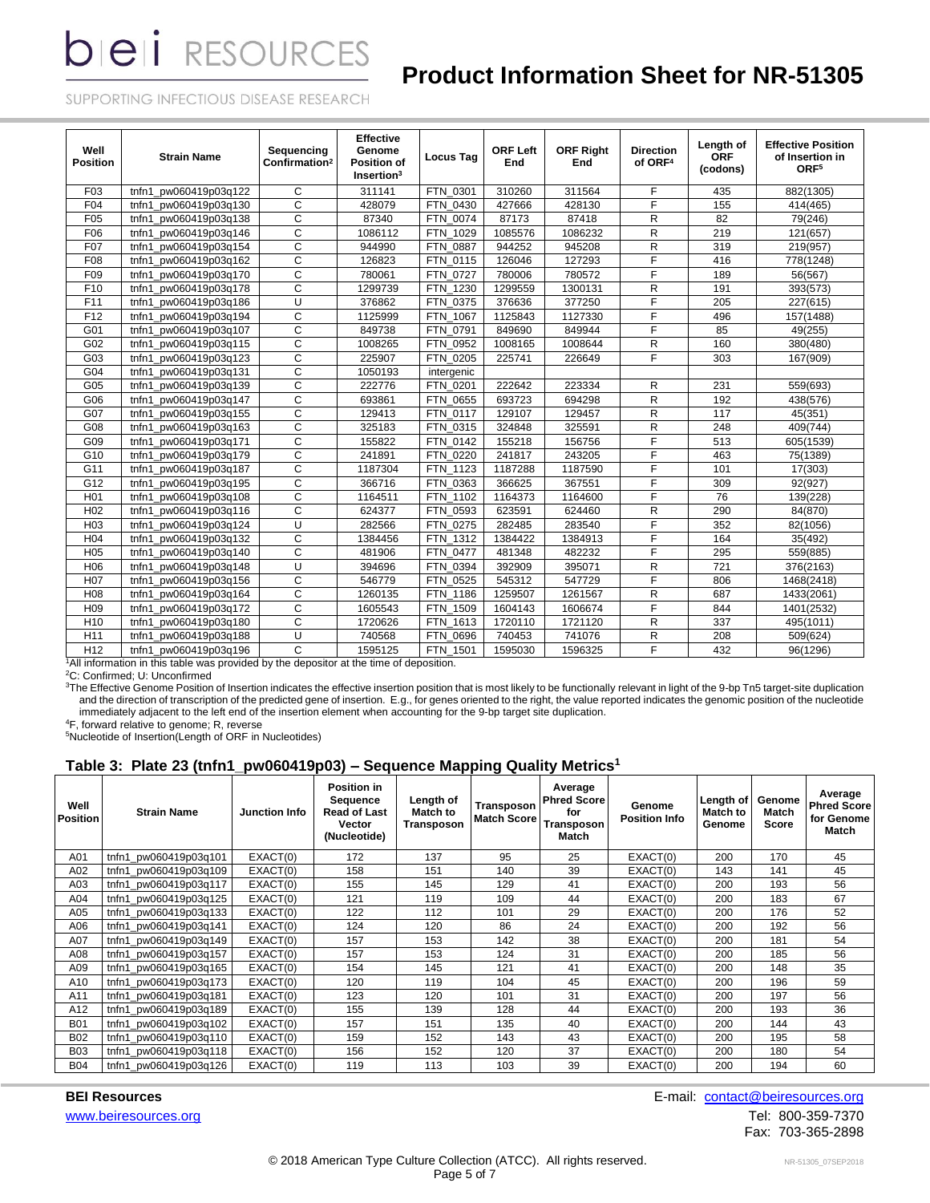| Well Position | Strain Name | Sequencing Confirmation[2] | Effective Genome Position of Insertion[3] | Locus Tag | ORF Left End | ORF Right End | Direction of ORF[4] | Length of ORF (codons) | Effective Position of Insertion in ORF[5] |
|---|---|---|---|---|---|---|---|---|---|
| F03 | tnfn1_pw060419p03q122 | C | 311141 | FTN_0301 | 310260 | 311564 | F | 435 | 882(1305) |
| F04 | tnfn1_pw060419p03q130 | C | 428079 | FTN_0430 | 427666 | 428130 | F | 155 | 414(465) |
| F05 | tnfn1_pw060419p03q138 | C | 87340 | FTN_0074 | 87173 | 87418 | R | 82 | 79(246) |
| F06 | tnfn1_pw060419p03q146 | C | 1086112 | FTN_1029 | 1085576 | 1086232 | R | 219 | 121(657) |
| F07 | tnfn1_pw060419p03q154 | C | 944990 | FTN_0887 | 944252 | 945208 | R | 319 | 219(957) |
| F08 | tnfn1_pw060419p03q162 | C | 126823 | FTN_0115 | 126046 | 127293 | F | 416 | 778(1248) |
| F09 | tnfn1_pw060419p03q170 | C | 780061 | FTN_0727 | 780006 | 780572 | F | 189 | 56(567) |
| F10 | tnfn1_pw060419p03q178 | C | 1299739 | FTN_1230 | 1299559 | 1300131 | R | 191 | 393(573) |
| F11 | tnfn1_pw060419p03q186 | U | 376862 | FTN_0375 | 376636 | 377250 | F | 205 | 227(615) |
| F12 | tnfn1_pw060419p03q194 | C | 1125999 | FTN_1067 | 1125843 | 1127330 | F | 496 | 157(1488) |
| G01 | tnfn1_pw060419p03q107 | C | 849738 | FTN_0791 | 849690 | 849944 | F | 85 | 49(255) |
| G02 | tnfn1_pw060419p03q115 | C | 1008265 | FTN_0952 | 1008165 | 1008644 | R | 160 | 380(480) |
| G03 | tnfn1_pw060419p03q123 | C | 225907 | FTN_0205 | 225741 | 226649 | F | 303 | 167(909) |
| G04 | tnfn1_pw060419p03q131 | C | 1050193 | intergenic | | | | | |
| G05 | tnfn1_pw060419p03q139 | C | 222776 | FTN_0201 | 222642 | 223334 | R | 231 | 559(693) |
| G06 | tnfn1_pw060419p03q147 | C | 693861 | FTN_0655 | 693723 | 694298 | R | 192 | 438(576) |
| G07 | tnfn1_pw060419p03q155 | C | 129413 | FTN_0117 | 129107 | 129457 | R | 117 | 45(351) |
| G08 | tnfn1_pw060419p03q163 | C | 325183 | FTN_0315 | 324848 | 325591 | R | 248 | 409(744) |
| G09 | tnfn1_pw060419p03q171 | C | 155822 | FTN_0142 | 155218 | 156756 | F | 513 | 605(1539) |
| G10 | tnfn1_pw060419p03q179 | C | 241891 | FTN_0220 | 241817 | 243205 | F | 463 | 75(1389) |
| G11 | tnfn1_pw060419p03q187 | C | 1187304 | FTN_1123 | 1187288 | 1187590 | F | 101 | 17(303) |
| G12 | tnfn1_pw060419p03q195 | C | 366716 | FTN_0363 | 366625 | 367551 | F | 309 | 92(927) |
| H01 | tnfn1_pw060419p03q108 | C | 1164511 | FTN_1102 | 1164373 | 1164600 | F | 76 | 139(228) |
| H02 | tnfn1_pw060419p03q116 | C | 624377 | FTN_0593 | 623591 | 624460 | R | 290 | 84(870) |
| H03 | tnfn1_pw060419p03q124 | U | 282566 | FTN_0275 | 282485 | 283540 | F | 352 | 82(1056) |
| H04 | tnfn1_pw060419p03q132 | C | 1384456 | FTN_1312 | 1384422 | 1384913 | F | 164 | 35(492) |
| H05 | tnfn1_pw060419p03q140 | C | 481906 | FTN_0477 | 481348 | 482232 | F | 295 | 559(885) |
| H06 | tnfn1_pw060419p03q148 | U | 394696 | FTN_0394 | 392909 | 395071 | R | 721 | 376(2163) |
| H07 | tnfn1_pw060419p03q156 | C | 546779 | FTN_0525 | 545312 | 547729 | F | 806 | 1468(2418) |
| H08 | tnfn1_pw060419p03q164 | C | 1260135 | FTN_1186 | 1259507 | 1261567 | R | 687 | 1433(2061) |
| H09 | tnfn1_pw060419p03q172 | C | 1605543 | FTN_1509 | 1604143 | 1606674 | F | 844 | 1401(2532) |
| H10 | tnfn1_pw060419p03q180 | C | 1720626 | FTN_1613 | 1720110 | 1721120 | R | 337 | 495(1011) |
| H11 | tnfn1_pw060419p03q188 | U | 740568 | FTN_0696 | 740453 | 741076 | R | 208 | 509(624) |
| H12 | tnfn1_pw060419p03q196 | C | 1595125 | FTN_1501 | 1595030 | 1596325 | F | 432 | 96(1296) |

[1]All information in this table was provided by the depositor at the time of deposition.

[2]C: Confirmed; U: Unconfirmed

[3]The Effective Genome Position of Insertion indicates the effective insertion position that is most likely to be functionally relevant in light of the 9-bp Tn5 target-site duplication and the direction of transcription of the predicted gene of insertion. E.g., for genes oriented to the right, the value reported indicates the genomic position of the nucleotide immediately adjacent to the left end of the insertion element when accounting for the 9-bp target site duplication.

[4]F, forward relative to genome; R, reverse

[5]Nucleotide of Insertion(Length of ORF in Nucleotides)

### Table 3: Plate 23 (tnfn1_pw060419p03) – Sequence Mapping Quality Metrics[1]

| Well Position | Strain Name | Junction Info | Position in Sequence Read of Last Vector (Nucleotide) | Length of Match to Transposon | Transposon Match Score | Average Phred Score for Transposon Match | Genome Position Info | Length of Match to Genome | Genome Match Score | Average Phred Score for Genome Match |
|---|---|---|---|---|---|---|---|---|---|---|
| A01 | tnfn1_pw060419p03q101 | EXACT(0) | 172 | 137 | 95 | 25 | EXACT(0) | 200 | 170 | 45 |
| A02 | tnfn1_pw060419p03q109 | EXACT(0) | 158 | 151 | 140 | 39 | EXACT(0) | 143 | 141 | 45 |
| A03 | tnfn1_pw060419p03q117 | EXACT(0) | 155 | 145 | 129 | 41 | EXACT(0) | 200 | 193 | 56 |
| A04 | tnfn1_pw060419p03q125 | EXACT(0) | 121 | 119 | 109 | 44 | EXACT(0) | 200 | 183 | 67 |
| A05 | tnfn1_pw060419p03q133 | EXACT(0) | 122 | 112 | 101 | 29 | EXACT(0) | 200 | 176 | 52 |
| A06 | tnfn1_pw060419p03q141 | EXACT(0) | 124 | 120 | 86 | 24 | EXACT(0) | 200 | 192 | 56 |
| A07 | tnfn1_pw060419p03q149 | EXACT(0) | 157 | 153 | 142 | 38 | EXACT(0) | 200 | 181 | 54 |
| A08 | tnfn1_pw060419p03q157 | EXACT(0) | 157 | 153 | 124 | 31 | EXACT(0) | 200 | 185 | 56 |
| A09 | tnfn1_pw060419p03q165 | EXACT(0) | 154 | 145 | 121 | 41 | EXACT(0) | 200 | 148 | 35 |
| A10 | tnfn1_pw060419p03q173 | EXACT(0) | 120 | 119 | 104 | 45 | EXACT(0) | 200 | 196 | 59 |
| A11 | tnfn1_pw060419p03q181 | EXACT(0) | 123 | 120 | 101 | 31 | EXACT(0) | 200 | 197 | 56 |
| A12 | tnfn1_pw060419p03q189 | EXACT(0) | 155 | 139 | 128 | 44 | EXACT(0) | 200 | 193 | 36 |
| B01 | tnfn1_pw060419p03q102 | EXACT(0) | 157 | 151 | 135 | 40 | EXACT(0) | 200 | 144 | 43 |
| B02 | tnfn1_pw060419p03q110 | EXACT(0) | 159 | 152 | 143 | 43 | EXACT(0) | 200 | 195 | 58 |
| B03 | tnfn1_pw060419p03q118 | EXACT(0) | 156 | 152 | 120 | 37 | EXACT(0) | 200 | 180 | 54 |
| B04 | tnfn1_pw060419p03q126 | EXACT(0) | 119 | 113 | 103 | 39 | EXACT(0) | 200 | 194 | 60 |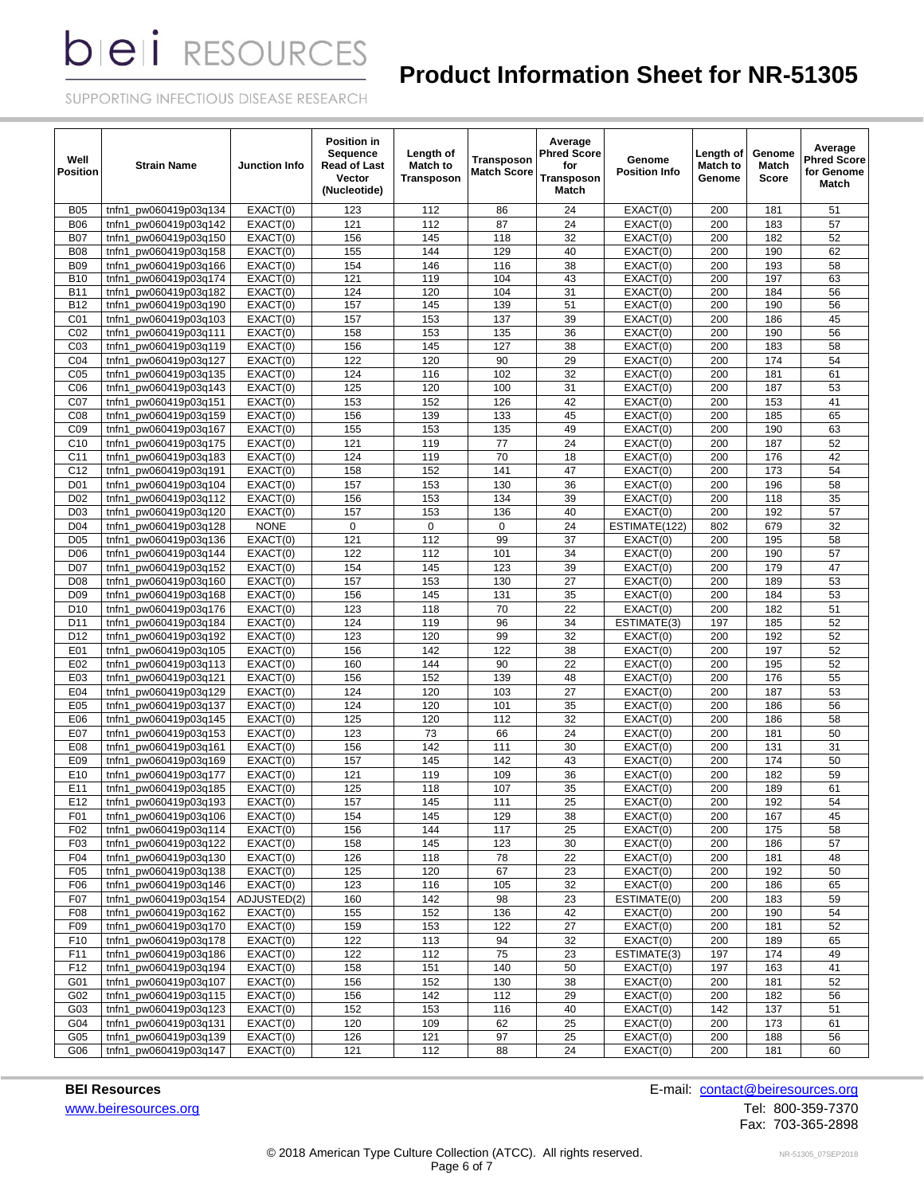| Well Position | Strain Name | Junction Info | Position in Sequence Read of Last Vector (Nucleotide) | Length of Match to Transposon | Transposon Match Score | Average Phred Score for Transposon Match | Genome Position Info | Length of Match to Genome | Genome Match Score | Average Phred Score for Genome Match |
|---|---|---|---|---|---|---|---|---|---|---|
| B05 | tnfn1_pw060419p03q134 | EXACT(0) | 123 | 112 | 86 | 24 | EXACT(0) | 200 | 181 | 51 |
| B06 | tnfn1_pw060419p03q142 | EXACT(0) | 121 | 112 | 87 | 24 | EXACT(0) | 200 | 183 | 57 |
| B07 | tnfn1_pw060419p03q150 | EXACT(0) | 156 | 145 | 118 | 32 | EXACT(0) | 200 | 182 | 52 |
| B08 | tnfn1_pw060419p03q158 | EXACT(0) | 155 | 144 | 129 | 40 | EXACT(0) | 200 | 190 | 62 |
| B09 | tnfn1_pw060419p03q166 | EXACT(0) | 154 | 146 | 116 | 38 | EXACT(0) | 200 | 193 | 58 |
| B10 | tnfn1_pw060419p03q174 | EXACT(0) | 121 | 119 | 104 | 43 | EXACT(0) | 200 | 197 | 63 |
| B11 | tnfn1_pw060419p03q182 | EXACT(0) | 124 | 120 | 104 | 31 | EXACT(0) | 200 | 184 | 56 |
| B12 | tnfn1_pw060419p03q190 | EXACT(0) | 157 | 145 | 139 | 51 | EXACT(0) | 200 | 190 | 56 |
| C01 | tnfn1_pw060419p03q103 | EXACT(0) | 157 | 153 | 137 | 39 | EXACT(0) | 200 | 186 | 45 |
| C02 | tnfn1_pw060419p03q111 | EXACT(0) | 158 | 153 | 135 | 36 | EXACT(0) | 200 | 190 | 56 |
| C03 | tnfn1_pw060419p03q119 | EXACT(0) | 156 | 145 | 127 | 38 | EXACT(0) | 200 | 183 | 58 |
| C04 | tnfn1_pw060419p03q127 | EXACT(0) | 122 | 120 | 90 | 29 | EXACT(0) | 200 | 174 | 54 |
| C05 | tnfn1_pw060419p03q135 | EXACT(0) | 124 | 116 | 102 | 32 | EXACT(0) | 200 | 181 | 61 |
| C06 | tnfn1_pw060419p03q143 | EXACT(0) | 125 | 120 | 100 | 31 | EXACT(0) | 200 | 187 | 53 |
| C07 | tnfn1_pw060419p03q151 | EXACT(0) | 153 | 152 | 126 | 42 | EXACT(0) | 200 | 153 | 41 |
| C08 | tnfn1_pw060419p03q159 | EXACT(0) | 156 | 139 | 133 | 45 | EXACT(0) | 200 | 185 | 65 |
| C09 | tnfn1_pw060419p03q167 | EXACT(0) | 155 | 153 | 135 | 49 | EXACT(0) | 200 | 190 | 63 |
| C10 | tnfn1_pw060419p03q175 | EXACT(0) | 121 | 119 | 77 | 24 | EXACT(0) | 200 | 187 | 52 |
| C11 | tnfn1_pw060419p03q183 | EXACT(0) | 124 | 119 | 70 | 18 | EXACT(0) | 200 | 176 | 42 |
| C12 | tnfn1_pw060419p03q191 | EXACT(0) | 158 | 152 | 141 | 47 | EXACT(0) | 200 | 173 | 54 |
| D01 | tnfn1_pw060419p03q104 | EXACT(0) | 157 | 153 | 130 | 36 | EXACT(0) | 200 | 196 | 58 |
| D02 | tnfn1_pw060419p03q112 | EXACT(0) | 156 | 153 | 134 | 39 | EXACT(0) | 200 | 118 | 35 |
| D03 | tnfn1_pw060419p03q120 | EXACT(0) | 157 | 153 | 136 | 40 | EXACT(0) | 200 | 192 | 57 |
| D04 | tnfn1_pw060419p03q128 | NONE | 0 | 0 | 0 | 24 | ESTIMATE(122) | 802 | 679 | 32 |
| D05 | tnfn1_pw060419p03q136 | EXACT(0) | 121 | 112 | 99 | 37 | EXACT(0) | 200 | 195 | 58 |
| D06 | tnfn1_pw060419p03q144 | EXACT(0) | 122 | 112 | 101 | 34 | EXACT(0) | 200 | 190 | 57 |
| D07 | tnfn1_pw060419p03q152 | EXACT(0) | 154 | 145 | 123 | 39 | EXACT(0) | 200 | 179 | 47 |
| D08 | tnfn1_pw060419p03q160 | EXACT(0) | 157 | 153 | 130 | 27 | EXACT(0) | 200 | 189 | 53 |
| D09 | tnfn1_pw060419p03q168 | EXACT(0) | 156 | 145 | 131 | 35 | EXACT(0) | 200 | 184 | 53 |
| D10 | tnfn1_pw060419p03q176 | EXACT(0) | 123 | 118 | 70 | 22 | EXACT(0) | 200 | 182 | 51 |
| D11 | tnfn1_pw060419p03q184 | EXACT(0) | 124 | 119 | 96 | 34 | ESTIMATE(3) | 197 | 185 | 52 |
| D12 | tnfn1_pw060419p03q192 | EXACT(0) | 123 | 120 | 99 | 32 | EXACT(0) | 200 | 192 | 52 |
| E01 | tnfn1_pw060419p03q105 | EXACT(0) | 156 | 142 | 122 | 38 | EXACT(0) | 200 | 197 | 52 |
| E02 | tnfn1_pw060419p03q113 | EXACT(0) | 160 | 144 | 90 | 22 | EXACT(0) | 200 | 195 | 52 |
| E03 | tnfn1_pw060419p03q121 | EXACT(0) | 156 | 152 | 139 | 48 | EXACT(0) | 200 | 176 | 55 |
| E04 | tnfn1_pw060419p03q129 | EXACT(0) | 124 | 120 | 103 | 27 | EXACT(0) | 200 | 187 | 53 |
| E05 | tnfn1_pw060419p03q137 | EXACT(0) | 124 | 120 | 101 | 35 | EXACT(0) | 200 | 186 | 56 |
| E06 | tnfn1_pw060419p03q145 | EXACT(0) | 125 | 120 | 112 | 32 | EXACT(0) | 200 | 186 | 58 |
| E07 | tnfn1_pw060419p03q153 | EXACT(0) | 123 | 73 | 66 | 24 | EXACT(0) | 200 | 181 | 50 |
| E08 | tnfn1_pw060419p03q161 | EXACT(0) | 156 | 142 | 111 | 30 | EXACT(0) | 200 | 131 | 31 |
| E09 | tnfn1_pw060419p03q169 | EXACT(0) | 157 | 145 | 142 | 43 | EXACT(0) | 200 | 174 | 50 |
| E10 | tnfn1_pw060419p03q177 | EXACT(0) | 121 | 119 | 109 | 36 | EXACT(0) | 200 | 182 | 59 |
| E11 | tnfn1_pw060419p03q185 | EXACT(0) | 125 | 118 | 107 | 35 | EXACT(0) | 200 | 189 | 61 |
| E12 | tnfn1_pw060419p03q193 | EXACT(0) | 157 | 145 | 111 | 25 | EXACT(0) | 200 | 192 | 54 |
| F01 | tnfn1_pw060419p03q106 | EXACT(0) | 154 | 145 | 129 | 38 | EXACT(0) | 200 | 167 | 45 |
| F02 | tnfn1_pw060419p03q114 | EXACT(0) | 156 | 144 | 117 | 25 | EXACT(0) | 200 | 175 | 58 |
| F03 | tnfn1_pw060419p03q122 | EXACT(0) | 158 | 145 | 123 | 30 | EXACT(0) | 200 | 186 | 57 |
| F04 | tnfn1_pw060419p03q130 | EXACT(0) | 126 | 118 | 78 | 22 | EXACT(0) | 200 | 181 | 48 |
| F05 | tnfn1_pw060419p03q138 | EXACT(0) | 125 | 120 | 67 | 23 | EXACT(0) | 200 | 192 | 50 |
| F06 | tnfn1_pw060419p03q146 | EXACT(0) | 123 | 116 | 105 | 32 | EXACT(0) | 200 | 186 | 65 |
| F07 | tnfn1_pw060419p03q154 | ADJUSTED(2) | 160 | 142 | 98 | 23 | ESTIMATE(0) | 200 | 183 | 59 |
| F08 | tnfn1_pw060419p03q162 | EXACT(0) | 155 | 152 | 136 | 42 | EXACT(0) | 200 | 190 | 54 |
| F09 | tnfn1_pw060419p03q170 | EXACT(0) | 159 | 153 | 122 | 27 | EXACT(0) | 200 | 181 | 52 |
| F10 | tnfn1_pw060419p03q178 | EXACT(0) | 122 | 113 | 94 | 32 | EXACT(0) | 200 | 189 | 65 |
| F11 | tnfn1_pw060419p03q186 | EXACT(0) | 122 | 112 | 75 | 23 | ESTIMATE(3) | 197 | 174 | 49 |
| F12 | tnfn1_pw060419p03q194 | EXACT(0) | 158 | 151 | 140 | 50 | EXACT(0) | 197 | 163 | 41 |
| G01 | tnfn1_pw060419p03q107 | EXACT(0) | 156 | 152 | 130 | 38 | EXACT(0) | 200 | 181 | 52 |
| G02 | tnfn1_pw060419p03q115 | EXACT(0) | 156 | 142 | 112 | 29 | EXACT(0) | 200 | 182 | 56 |
| G03 | tnfn1_pw060419p03q123 | EXACT(0) | 152 | 153 | 116 | 40 | EXACT(0) | 142 | 137 | 51 |
| G04 | tnfn1_pw060419p03q131 | EXACT(0) | 120 | 109 | 62 | 25 | EXACT(0) | 200 | 173 | 61 |
| G05 | tnfn1_pw060419p03q139 | EXACT(0) | 126 | 121 | 97 | 25 | EXACT(0) | 200 | 188 | 56 |
| G06 | tnfn1_pw060419p03q147 | EXACT(0) | 121 | 112 | 88 | 24 | EXACT(0) | 200 | 181 | 60 |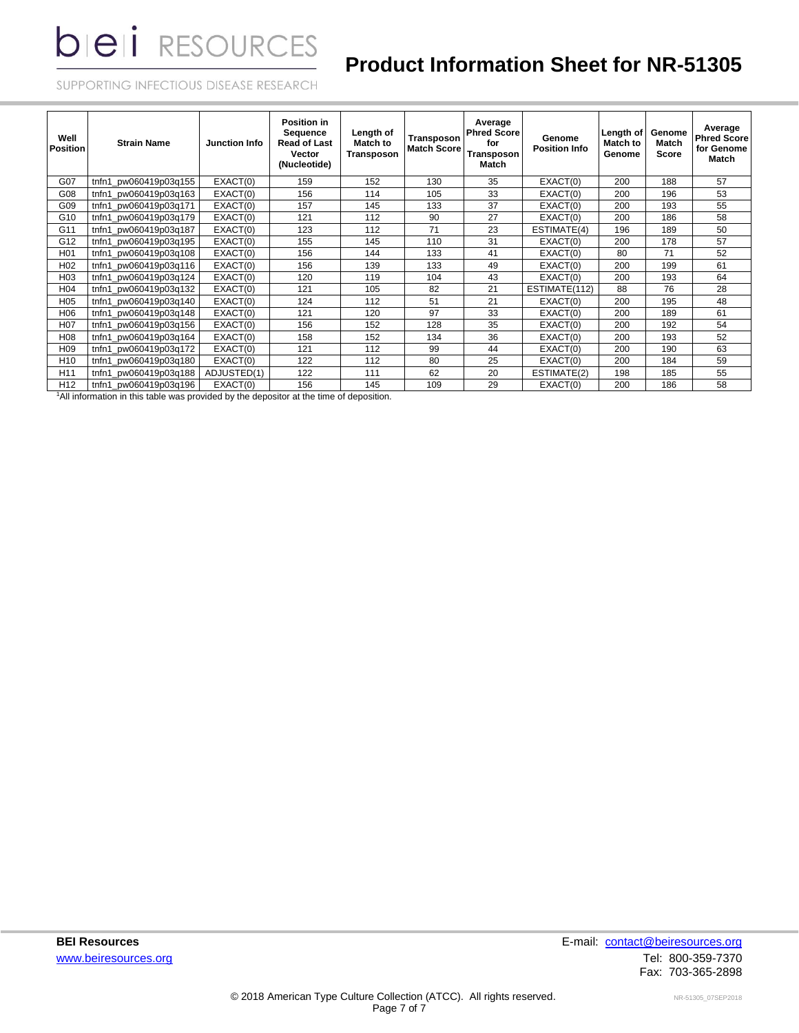| Well Position | Strain Name | Junction Info | Position in Sequence Read of Last Vector (Nucleotide) | Length of Match to Transposon | Transposon Match Score | Average Phred Score for Transposon Match | Genome Position Info | Length of Match to Genome | Genome Match Score | Average Phred Score for Genome Match |
|---|---|---|---|---|---|---|---|---|---|---|
| G07 | tnfn1_pw060419p03q155 | EXACT(0) | 159 | 152 | 130 | 35 | EXACT(0) | 200 | 188 | 57 |
| G08 | tnfn1_pw060419p03q163 | EXACT(0) | 156 | 114 | 105 | 33 | EXACT(0) | 200 | 196 | 53 |
| G09 | tnfn1_pw060419p03q171 | EXACT(0) | 157 | 145 | 133 | 37 | EXACT(0) | 200 | 193 | 55 |
| G10 | tnfn1_pw060419p03q179 | EXACT(0) | 121 | 112 | 90 | 27 | EXACT(0) | 200 | 186 | 58 |
| G11 | tnfn1_pw060419p03q187 | EXACT(0) | 123 | 112 | 71 | 23 | ESTIMATE(4) | 196 | 189 | 50 |
| G12 | tnfn1_pw060419p03q195 | EXACT(0) | 155 | 145 | 110 | 31 | EXACT(0) | 200 | 178 | 57 |
| H01 | tnfn1_pw060419p03q108 | EXACT(0) | 156 | 144 | 133 | 41 | EXACT(0) | 80 | 71 | 52 |
| H02 | tnfn1_pw060419p03q116 | EXACT(0) | 156 | 139 | 133 | 49 | EXACT(0) | 200 | 199 | 61 |
| H03 | tnfn1_pw060419p03q124 | EXACT(0) | 120 | 119 | 104 | 43 | EXACT(0) | 200 | 193 | 64 |
| H04 | tnfn1_pw060419p03q132 | EXACT(0) | 121 | 105 | 82 | 21 | ESTIMATE(112) | 88 | 76 | 28 |
| H05 | tnfn1_pw060419p03q140 | EXACT(0) | 124 | 112 | 51 | 21 | EXACT(0) | 200 | 195 | 48 |
| H06 | tnfn1_pw060419p03q148 | EXACT(0) | 121 | 120 | 97 | 33 | EXACT(0) | 200 | 189 | 61 |
| H07 | tnfn1_pw060419p03q156 | EXACT(0) | 156 | 152 | 128 | 35 | EXACT(0) | 200 | 192 | 54 |
| H08 | tnfn1_pw060419p03q164 | EXACT(0) | 158 | 152 | 134 | 36 | EXACT(0) | 200 | 193 | 52 |
| H09 | tnfn1_pw060419p03q172 | EXACT(0) | 121 | 112 | 99 | 44 | EXACT(0) | 200 | 190 | 63 |
| H10 | tnfn1_pw060419p03q180 | EXACT(0) | 122 | 112 | 80 | 25 | EXACT(0) | 200 | 184 | 59 |
| H11 | tnfn1_pw060419p03q188 | ADJUSTED(1) | 122 | 111 | 62 | 20 | ESTIMATE(2) | 198 | 185 | 55 |
| H12 | tnfn1_pw060419p03q196 | EXACT(0) | 156 | 145 | 109 | 29 | EXACT(0) | 200 | 186 | 58 |

[1]All information in this table was provided by the depositor at the time of deposition.

**BEI Resources**
www.beiresources.org

E-mail: contact@beiresources.org
Tel: 800-359-7370
Fax: 703-365-2898

© 2018 American Type Culture Collection (ATCC). All rights reserved.

NR-51305_07SEP2018